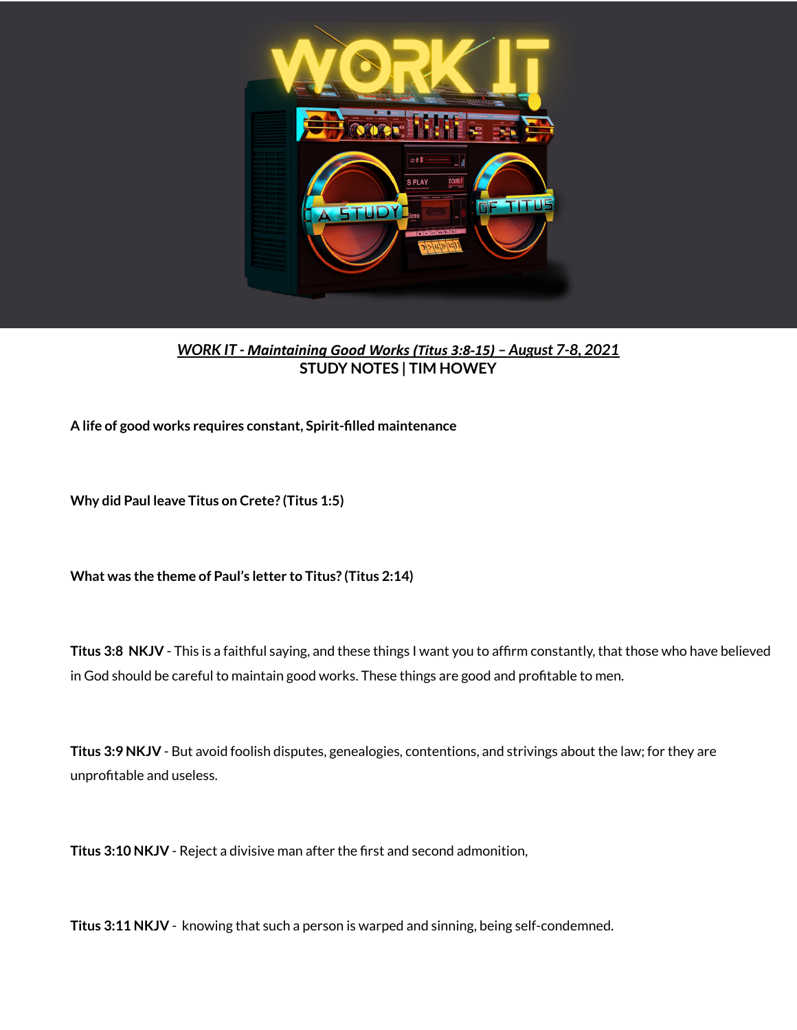***WORK IT - Maintaining Good Works (Titus 3:8-15) – August 7-8, 2021***

**STUDY NOTES | TIM HOWEY**

**A life of good works requires constant, Spirit-filled maintenance**

**Why did Paul leave Titus on Crete? (Titus 1:5)**

**What was the theme of Paul's letter to Titus? (Titus 2:14)**

**Titus 3:8 NKJV** - This is a faithful saying, and these things I want you to affirm constantly, that those who have believed in God should be careful to maintain good works. These things are good and profitable to men.

**Titus 3:9 NKJV** - But avoid foolish disputes, genealogies, contentions, and strivings about the law; for they are unprofitable and useless.

**Titus 3:10 NKJV** - Reject a divisive man after the first and second admonition,

**Titus 3:11 NKJV** - knowing that such a person is warped and sinning, being self-condemned.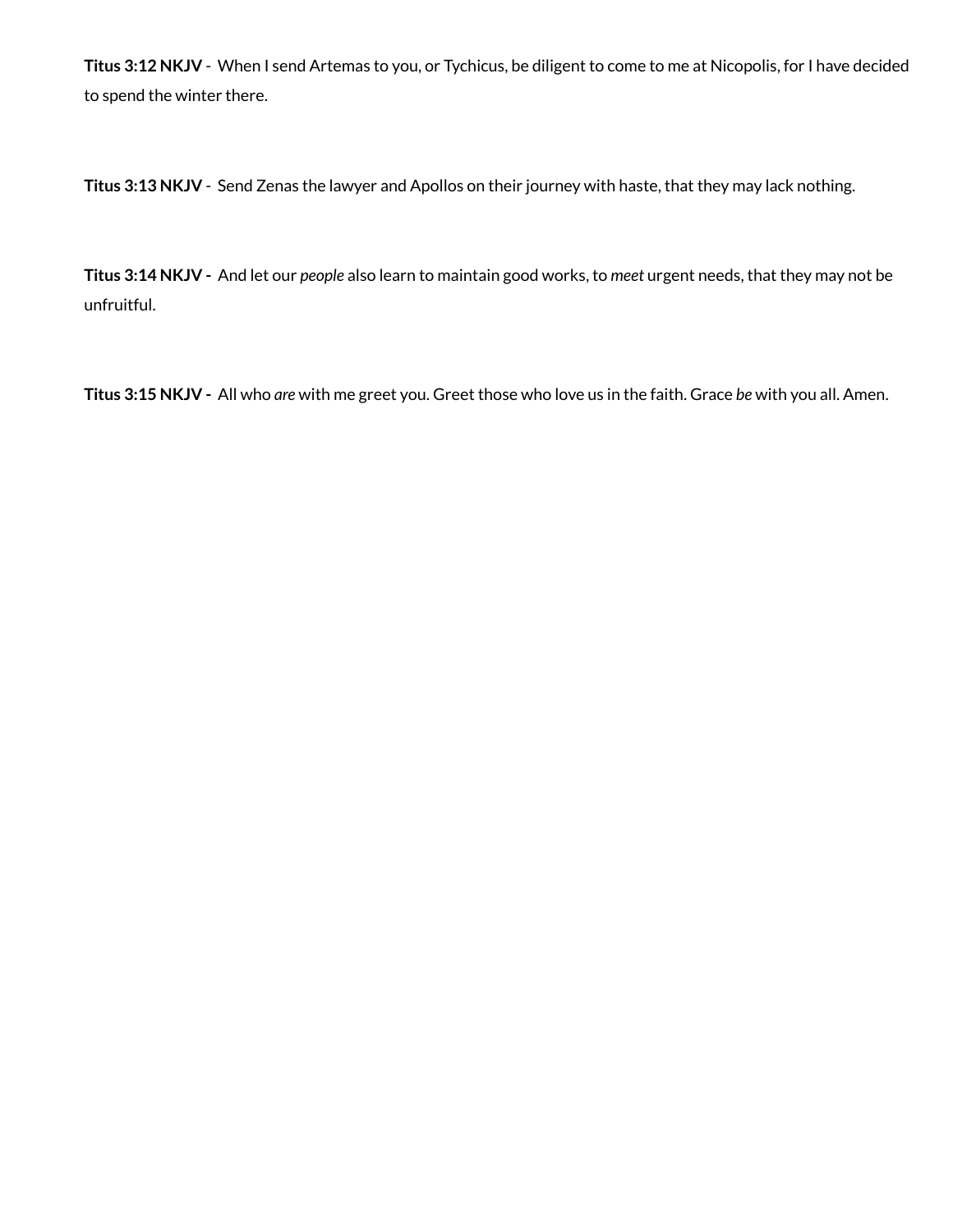**Titus 3:12 NKJV** - When I send Artemas to you, or Tychicus, be diligent to come to me at Nicopolis, for I have decided to spend the winter there.

**Titus 3:13 NKJV** - Send Zenas the lawyer and Apollos on their journey with haste, that they may lack nothing.

**Titus 3:14 NKJV -** And let our *people* also learn to maintain good works, to *meet* urgent needs, that they may not be unfruitful.

**Titus 3:15 NKJV -** All who *are* with me greet you. Greet those who love us in the faith. Grace *be* with you all. Amen.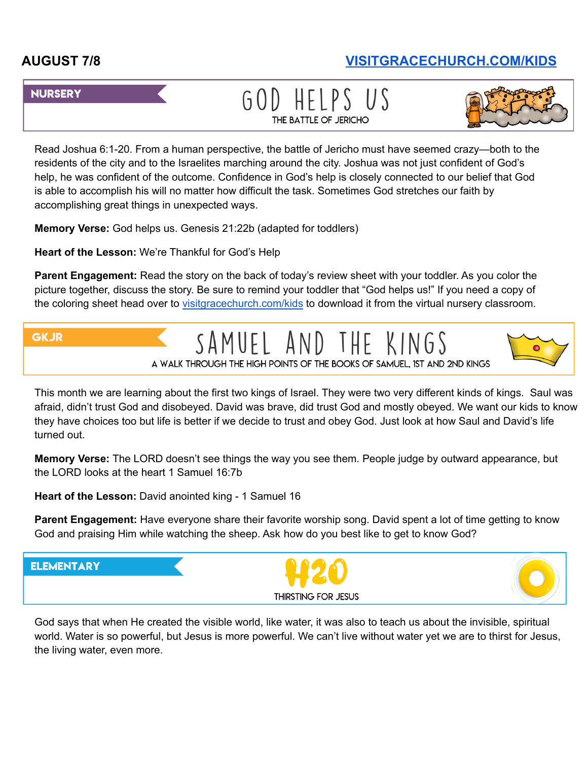**AUGUST 7/8** [VISITGRACECHURCH.COM/KIDS](https://visitgracechurch.com/kids)

## NURSERY

### GOD HELPS US

THE BATTLE OF JERICHO

Read Joshua 6:1-20. From a human perspective, the battle of Jericho must have seemed crazy—both to the residents of the city and to the Israelites marching around the city. Joshua was not just confident of God's help, he was confident of the outcome. Confidence in God's help is closely connected to our belief that God is able to accomplish his will no matter how difficult the task. Sometimes God stretches our faith by accomplishing great things in unexpected ways.

**Memory Verse:** God helps us. Genesis 21:22b (adapted for toddlers)

**Heart of the Lesson:** We're Thankful for God's Help

**Parent Engagement:** Read the story on the back of today's review sheet with your toddler. As you color the picture together, discuss the story. Be sure to remind your toddler that "God helps us!" If you need a copy of the coloring sheet head over to [visitgracechurch.com/kids](https://visitgracechurch.com/kids) to download it from the virtual nursery classroom.

## GKJR

### SAMUEL AND THE KINGS

A WALK THROUGH THE HIGH POINTS OF THE BOOKS OF SAMUEL, 1ST AND 2ND KINGS

This month we are learning about the first two kings of Israel. They were two very different kinds of kings. Saul was afraid, didn't trust God and disobeyed. David was brave, did trust God and mostly obeyed. We want our kids to know they have choices too but life is better if we decide to trust and obey God. Just look at how Saul and David's life turned out.

**Memory Verse:** The LORD doesn't see things the way you see them. People judge by outward appearance, but the LORD looks at the heart 1 Samuel 16:7b

**Heart of the Lesson:** David anointed king - 1 Samuel 16

**Parent Engagement:** Have everyone share their favorite worship song. David spent a lot of time getting to know God and praising Him while watching the sheep. Ask how do you best like to get to know God?

## ELEMENTARY

### H20

THIRSTING FOR JESUS

God says that when He created the visible world, like water, it was also to teach us about the invisible, spiritual world. Water is so powerful, but Jesus is more powerful. We can't live without water yet we are to thirst for Jesus, the living water, even more.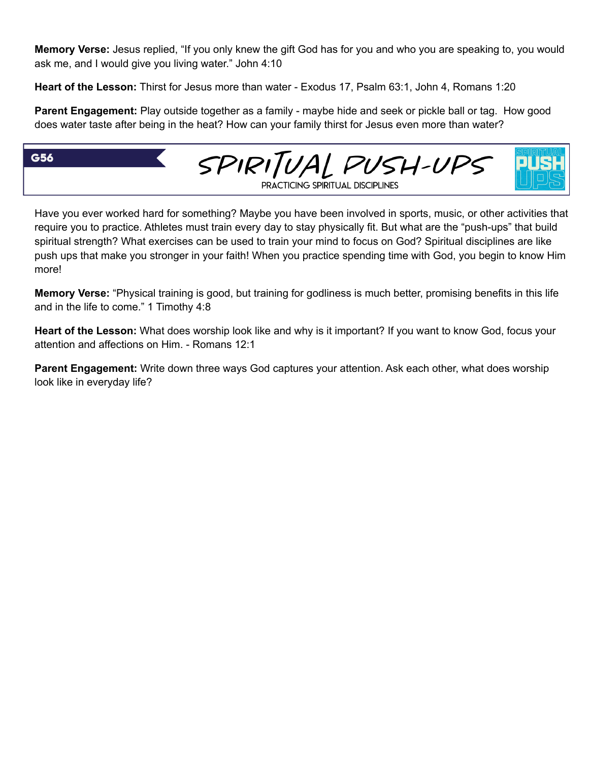**Memory Verse:** Jesus replied, “If you only knew the gift God has for you and who you are speaking to, you would ask me, and I would give you living water.” John 4:10

**Heart of the Lesson:** Thirst for Jesus more than water - Exodus 17, Psalm 63:1, John 4, Romans 1:20

**Parent Engagement:** Play outside together as a family - maybe hide and seek or pickle ball or tag. How good does water taste after being in the heat? How can your family thirst for Jesus even more than water?

G56

## SPIRITUAL PUSH-UPS

PRACTICING SPIRITUAL DISCIPLINES

Have you ever worked hard for something? Maybe you have been involved in sports, music, or other activities that require you to practice. Athletes must train every day to stay physically fit. But what are the “push-ups” that build spiritual strength? What exercises can be used to train your mind to focus on God? Spiritual disciplines are like push ups that make you stronger in your faith! When you practice spending time with God, you begin to know Him more!

**Memory Verse:** “Physical training is good, but training for godliness is much better, promising benefits in this life and in the life to come.” 1 Timothy 4:8

**Heart of the Lesson:** What does worship look like and why is it important? If you want to know God, focus your attention and affections on Him. - Romans 12:1

**Parent Engagement:** Write down three ways God captures your attention. Ask each other, what does worship look like in everyday life?